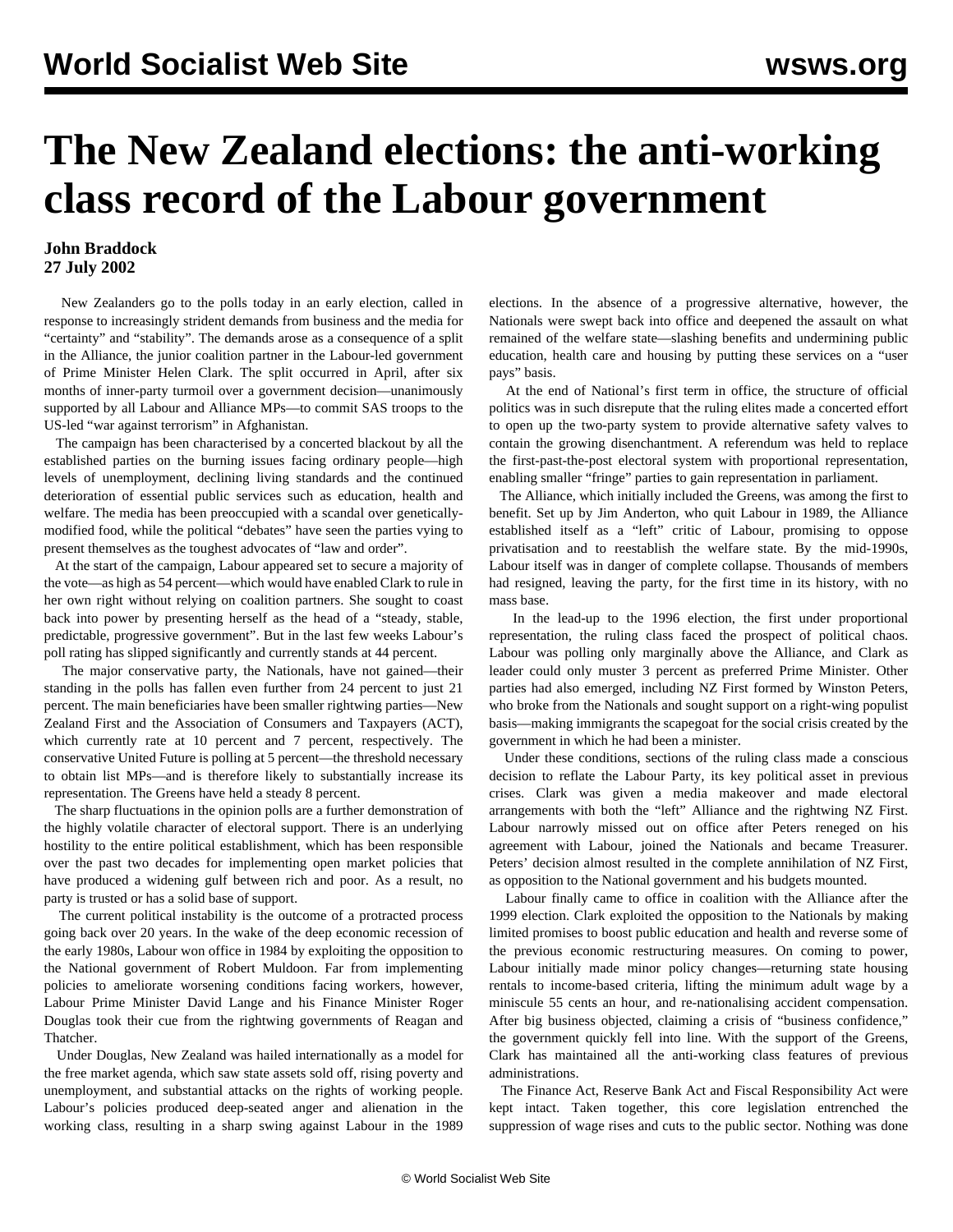# The New Zealand elections: the anti-working class record of the Labour government

**John Braddock**
**27 July 2002**

New Zealanders go to the polls today in an early election, called in response to increasingly strident demands from business and the media for "certainty" and "stability". The demands arose as a consequence of a split in the Alliance, the junior coalition partner in the Labour-led government of Prime Minister Helen Clark. The split occurred in April, after six months of inner-party turmoil over a government decision—unanimously supported by all Labour and Alliance MPs—to commit SAS troops to the US-led "war against terrorism" in Afghanistan.

The campaign has been characterised by a concerted blackout by all the established parties on the burning issues facing ordinary people—high levels of unemployment, declining living standards and the continued deterioration of essential public services such as education, health and welfare. The media has been preoccupied with a scandal over genetically-modified food, while the political "debates" have seen the parties vying to present themselves as the toughest advocates of "law and order".

At the start of the campaign, Labour appeared set to secure a majority of the vote—as high as 54 percent—which would have enabled Clark to rule in her own right without relying on coalition partners. She sought to coast back into power by presenting herself as the head of a "steady, stable, predictable, progressive government". But in the last few weeks Labour's poll rating has slipped significantly and currently stands at 44 percent.

The major conservative party, the Nationals, have not gained—their standing in the polls has fallen even further from 24 percent to just 21 percent. The main beneficiaries have been smaller rightwing parties—New Zealand First and the Association of Consumers and Taxpayers (ACT), which currently rate at 10 percent and 7 percent, respectively. The conservative United Future is polling at 5 percent—the threshold necessary to obtain list MPs—and is therefore likely to substantially increase its representation. The Greens have held a steady 8 percent.

The sharp fluctuations in the opinion polls are a further demonstration of the highly volatile character of electoral support. There is an underlying hostility to the entire political establishment, which has been responsible over the past two decades for implementing open market policies that have produced a widening gulf between rich and poor. As a result, no party is trusted or has a solid base of support.

The current political instability is the outcome of a protracted process going back over 20 years. In the wake of the deep economic recession of the early 1980s, Labour won office in 1984 by exploiting the opposition to the National government of Robert Muldoon. Far from implementing policies to ameliorate worsening conditions facing workers, however, Labour Prime Minister David Lange and his Finance Minister Roger Douglas took their cue from the rightwing governments of Reagan and Thatcher.

Under Douglas, New Zealand was hailed internationally as a model for the free market agenda, which saw state assets sold off, rising poverty and unemployment, and substantial attacks on the rights of working people. Labour's policies produced deep-seated anger and alienation in the working class, resulting in a sharp swing against Labour in the 1989 elections. In the absence of a progressive alternative, however, the Nationals were swept back into office and deepened the assault on what remained of the welfare state—slashing benefits and undermining public education, health care and housing by putting these services on a "user pays" basis.

At the end of National's first term in office, the structure of official politics was in such disrepute that the ruling elites made a concerted effort to open up the two-party system to provide alternative safety valves to contain the growing disenchantment. A referendum was held to replace the first-past-the-post electoral system with proportional representation, enabling smaller "fringe" parties to gain representation in parliament.

The Alliance, which initially included the Greens, was among the first to benefit. Set up by Jim Anderton, who quit Labour in 1989, the Alliance established itself as a "left" critic of Labour, promising to oppose privatisation and to reestablish the welfare state. By the mid-1990s, Labour itself was in danger of complete collapse. Thousands of members had resigned, leaving the party, for the first time in its history, with no mass base.

In the lead-up to the 1996 election, the first under proportional representation, the ruling class faced the prospect of political chaos. Labour was polling only marginally above the Alliance, and Clark as leader could only muster 3 percent as preferred Prime Minister. Other parties had also emerged, including NZ First formed by Winston Peters, who broke from the Nationals and sought support on a right-wing populist basis—making immigrants the scapegoat for the social crisis created by the government in which he had been a minister.

Under these conditions, sections of the ruling class made a conscious decision to reflate the Labour Party, its key political asset in previous crises. Clark was given a media makeover and made electoral arrangements with both the "left" Alliance and the rightwing NZ First. Labour narrowly missed out on office after Peters reneged on his agreement with Labour, joined the Nationals and became Treasurer. Peters' decision almost resulted in the complete annihilation of NZ First, as opposition to the National government and his budgets mounted.

Labour finally came to office in coalition with the Alliance after the 1999 election. Clark exploited the opposition to the Nationals by making limited promises to boost public education and health and reverse some of the previous economic restructuring measures. On coming to power, Labour initially made minor policy changes—returning state housing rentals to income-based criteria, lifting the minimum adult wage by a miniscule 55 cents an hour, and re-nationalising accident compensation. After big business objected, claiming a crisis of "business confidence," the government quickly fell into line. With the support of the Greens, Clark has maintained all the anti-working class features of previous administrations.

The Finance Act, Reserve Bank Act and Fiscal Responsibility Act were kept intact. Taken together, this core legislation entrenched the suppression of wage rises and cuts to the public sector. Nothing was done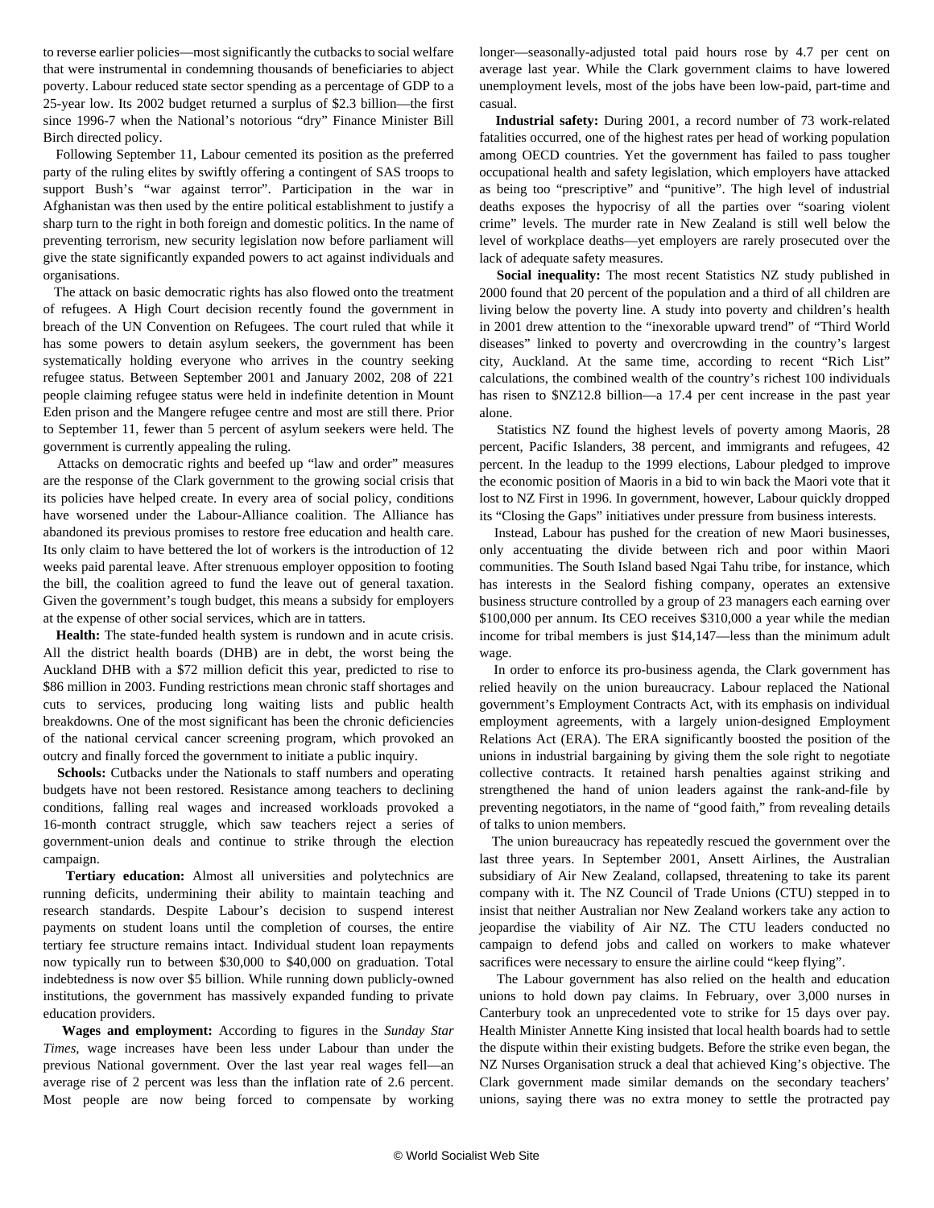to reverse earlier policies—most significantly the cutbacks to social welfare that were instrumental in condemning thousands of beneficiaries to abject poverty. Labour reduced state sector spending as a percentage of GDP to a 25-year low. Its 2002 budget returned a surplus of $2.3 billion—the first since 1996-7 when the National's notorious "dry" Finance Minister Bill Birch directed policy.

Following September 11, Labour cemented its position as the preferred party of the ruling elites by swiftly offering a contingent of SAS troops to support Bush's "war against terror". Participation in the war in Afghanistan was then used by the entire political establishment to justify a sharp turn to the right in both foreign and domestic politics. In the name of preventing terrorism, new security legislation now before parliament will give the state significantly expanded powers to act against individuals and organisations.

The attack on basic democratic rights has also flowed onto the treatment of refugees. A High Court decision recently found the government in breach of the UN Convention on Refugees. The court ruled that while it has some powers to detain asylum seekers, the government has been systematically holding everyone who arrives in the country seeking refugee status. Between September 2001 and January 2002, 208 of 221 people claiming refugee status were held in indefinite detention in Mount Eden prison and the Mangere refugee centre and most are still there. Prior to September 11, fewer than 5 percent of asylum seekers were held. The government is currently appealing the ruling.

Attacks on democratic rights and beefed up "law and order" measures are the response of the Clark government to the growing social crisis that its policies have helped create. In every area of social policy, conditions have worsened under the Labour-Alliance coalition. The Alliance has abandoned its previous promises to restore free education and health care. Its only claim to have bettered the lot of workers is the introduction of 12 weeks paid parental leave. After strenuous employer opposition to footing the bill, the coalition agreed to fund the leave out of general taxation. Given the government's tough budget, this means a subsidy for employers at the expense of other social services, which are in tatters.

**Health:** The state-funded health system is rundown and in acute crisis. All the district health boards (DHB) are in debt, the worst being the Auckland DHB with a $72 million deficit this year, predicted to rise to $86 million in 2003. Funding restrictions mean chronic staff shortages and cuts to services, producing long waiting lists and public health breakdowns. One of the most significant has been the chronic deficiencies of the national cervical cancer screening program, which provoked an outcry and finally forced the government to initiate a public inquiry.

**Schools:** Cutbacks under the Nationals to staff numbers and operating budgets have not been restored. Resistance among teachers to declining conditions, falling real wages and increased workloads provoked a 16-month contract struggle, which saw teachers reject a series of government-union deals and continue to strike through the election campaign.

**Tertiary education:** Almost all universities and polytechnics are running deficits, undermining their ability to maintain teaching and research standards. Despite Labour's decision to suspend interest payments on student loans until the completion of courses, the entire tertiary fee structure remains intact. Individual student loan repayments now typically run to between $30,000 to $40,000 on graduation. Total indebtedness is now over $5 billion. While running down publicly-owned institutions, the government has massively expanded funding to private education providers.

**Wages and employment:** According to figures in the *Sunday Star Times*, wage increases have been less under Labour than under the previous National government. Over the last year real wages fell—an average rise of 2 percent was less than the inflation rate of 2.6 percent. Most people are now being forced to compensate by working longer—seasonally-adjusted total paid hours rose by 4.7 per cent on average last year. While the Clark government claims to have lowered unemployment levels, most of the jobs have been low-paid, part-time and casual.

**Industrial safety:** During 2001, a record number of 73 work-related fatalities occurred, one of the highest rates per head of working population among OECD countries. Yet the government has failed to pass tougher occupational health and safety legislation, which employers have attacked as being too "prescriptive" and "punitive". The high level of industrial deaths exposes the hypocrisy of all the parties over "soaring violent crime" levels. The murder rate in New Zealand is still well below the level of workplace deaths—yet employers are rarely prosecuted over the lack of adequate safety measures.

**Social inequality:** The most recent Statistics NZ study published in 2000 found that 20 percent of the population and a third of all children are living below the poverty line. A study into poverty and children's health in 2001 drew attention to the "inexorable upward trend" of "Third World diseases" linked to poverty and overcrowding in the country's largest city, Auckland. At the same time, according to recent "Rich List" calculations, the combined wealth of the country's richest 100 individuals has risen to $NZ12.8 billion—a 17.4 per cent increase in the past year alone.

Statistics NZ found the highest levels of poverty among Maoris, 28 percent, Pacific Islanders, 38 percent, and immigrants and refugees, 42 percent. In the leadup to the 1999 elections, Labour pledged to improve the economic position of Maoris in a bid to win back the Maori vote that it lost to NZ First in 1996. In government, however, Labour quickly dropped its "Closing the Gaps" initiatives under pressure from business interests.

Instead, Labour has pushed for the creation of new Maori businesses, only accentuating the divide between rich and poor within Maori communities. The South Island based Ngai Tahu tribe, for instance, which has interests in the Sealord fishing company, operates an extensive business structure controlled by a group of 23 managers each earning over $100,000 per annum. Its CEO receives $310,000 a year while the median income for tribal members is just $14,147—less than the minimum adult wage.

In order to enforce its pro-business agenda, the Clark government has relied heavily on the union bureaucracy. Labour replaced the National government's Employment Contracts Act, with its emphasis on individual employment agreements, with a largely union-designed Employment Relations Act (ERA). The ERA significantly boosted the position of the unions in industrial bargaining by giving them the sole right to negotiate collective contracts. It retained harsh penalties against striking and strengthened the hand of union leaders against the rank-and-file by preventing negotiators, in the name of "good faith," from revealing details of talks to union members.

The union bureaucracy has repeatedly rescued the government over the last three years. In September 2001, Ansett Airlines, the Australian subsidiary of Air New Zealand, collapsed, threatening to take its parent company with it. The NZ Council of Trade Unions (CTU) stepped in to insist that neither Australian nor New Zealand workers take any action to jeopardise the viability of Air NZ. The CTU leaders conducted no campaign to defend jobs and called on workers to make whatever sacrifices were necessary to ensure the airline could "keep flying".

The Labour government has also relied on the health and education unions to hold down pay claims. In February, over 3,000 nurses in Canterbury took an unprecedented vote to strike for 15 days over pay. Health Minister Annette King insisted that local health boards had to settle the dispute within their existing budgets. Before the strike even began, the NZ Nurses Organisation struck a deal that achieved King's objective. The Clark government made similar demands on the secondary teachers' unions, saying there was no extra money to settle the protracted pay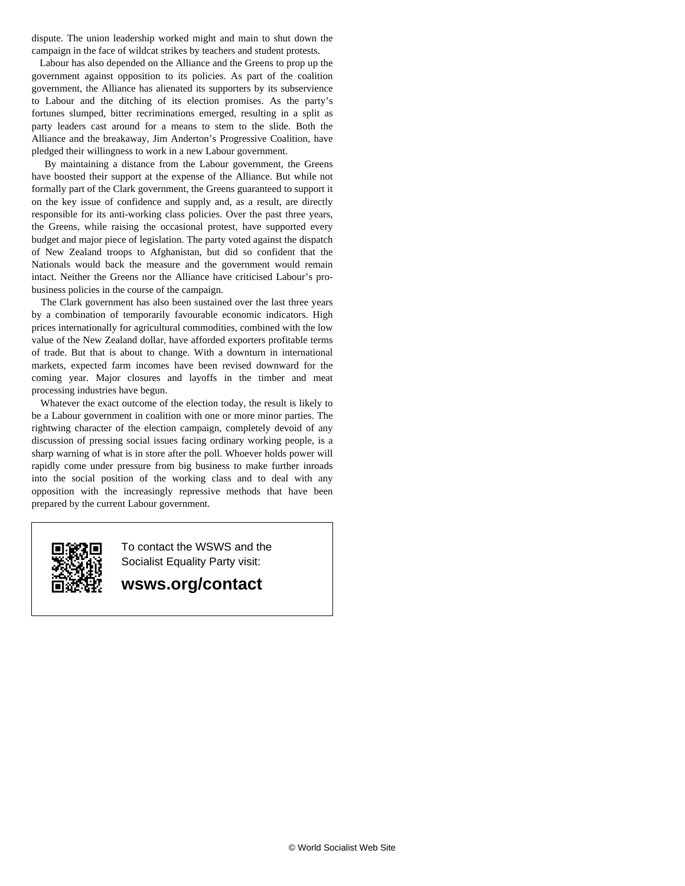dispute. The union leadership worked might and main to shut down the campaign in the face of wildcat strikes by teachers and student protests.

Labour has also depended on the Alliance and the Greens to prop up the government against opposition to its policies. As part of the coalition government, the Alliance has alienated its supporters by its subservience to Labour and the ditching of its election promises. As the party's fortunes slumped, bitter recriminations emerged, resulting in a split as party leaders cast around for a means to stem to the slide. Both the Alliance and the breakaway, Jim Anderton's Progressive Coalition, have pledged their willingness to work in a new Labour government.

By maintaining a distance from the Labour government, the Greens have boosted their support at the expense of the Alliance. But while not formally part of the Clark government, the Greens guaranteed to support it on the key issue of confidence and supply and, as a result, are directly responsible for its anti-working class policies. Over the past three years, the Greens, while raising the occasional protest, have supported every budget and major piece of legislation. The party voted against the dispatch of New Zealand troops to Afghanistan, but did so confident that the Nationals would back the measure and the government would remain intact. Neither the Greens nor the Alliance have criticised Labour's pro-business policies in the course of the campaign.

The Clark government has also been sustained over the last three years by a combination of temporarily favourable economic indicators. High prices internationally for agricultural commodities, combined with the low value of the New Zealand dollar, have afforded exporters profitable terms of trade. But that is about to change. With a downturn in international markets, expected farm incomes have been revised downward for the coming year. Major closures and layoffs in the timber and meat processing industries have begun.

Whatever the exact outcome of the election today, the result is likely to be a Labour government in coalition with one or more minor parties. The rightwing character of the election campaign, completely devoid of any discussion of pressing social issues facing ordinary working people, is a sharp warning of what is in store after the poll. Whoever holds power will rapidly come under pressure from big business to make further inroads into the social position of the working class and to deal with any opposition with the increasingly repressive methods that have been prepared by the current Labour government.

To contact the WSWS and the Socialist Equality Party visit:

**wsws.org/contact**